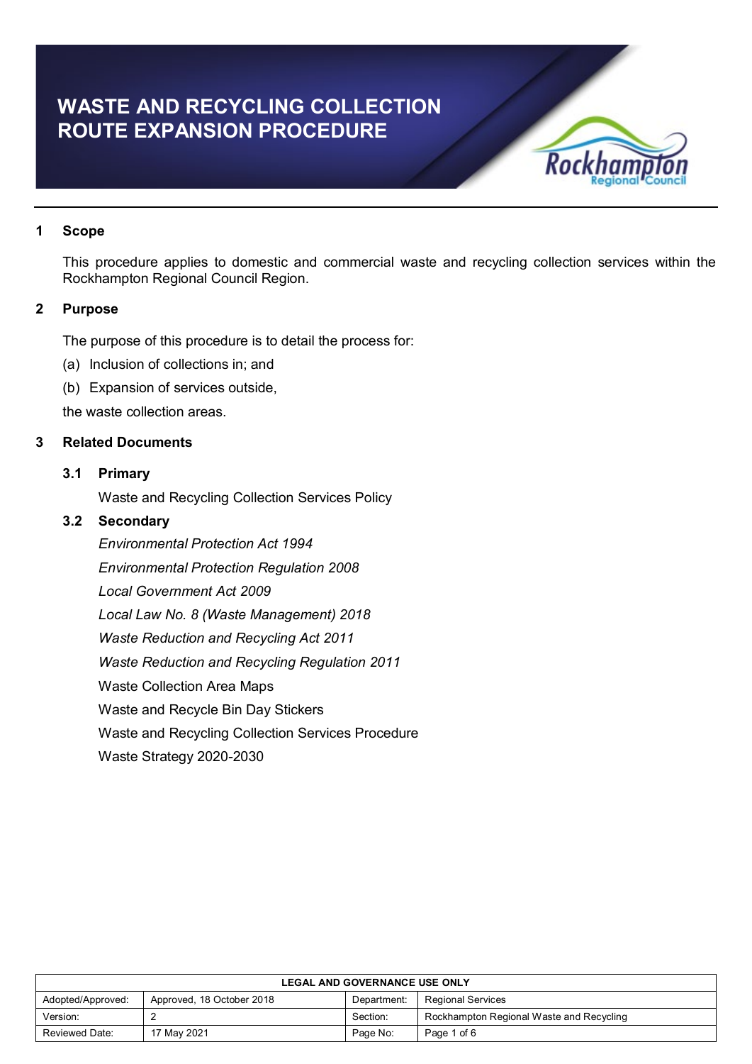# WASTE AND RECYCLING COLLECTION ROUTE EXPANSION PROCEDURE

## 1 Scope

This procedure applies to domestic and commercial waste and recycling collection services within the Rockhampton Regional Council Region.

## 2 Purpose

The purpose of this procedure is to detail the process for:

(a) Inclusion of collections in; and

(b) Expansion of services outside,

the waste collection areas.

## 3 Related Documents

### 3.1 Primary

Waste and Recycling Collection Services Policy

### 3.2 Secondary

*Environmental Protection Act 1994*

*Environmental Protection Regulation 2008*

*Local Government Act 2009*

*Local Law No. 8 (Waste Management) 2018*

*Waste Reduction and Recycling Act 2011*

*Waste Reduction and Recycling Regulation 2011*

Waste Collection Area Maps

Waste and Recycle Bin Day Stickers

Waste and Recycling Collection Services Procedure

Waste Strategy 2020-2030

| LEGAL AND GOVERNANCE USE ONLY | | | |
|---|---|---|---|
| Adopted/Approved: | Approved, 18 October 2018 | Department: | Regional Services |
| Version: | 2 | Section: | Rockhampton Regional Waste and Recycling |
| Reviewed Date: | 17 May 2021 | Page No: | Page 1 of 6 |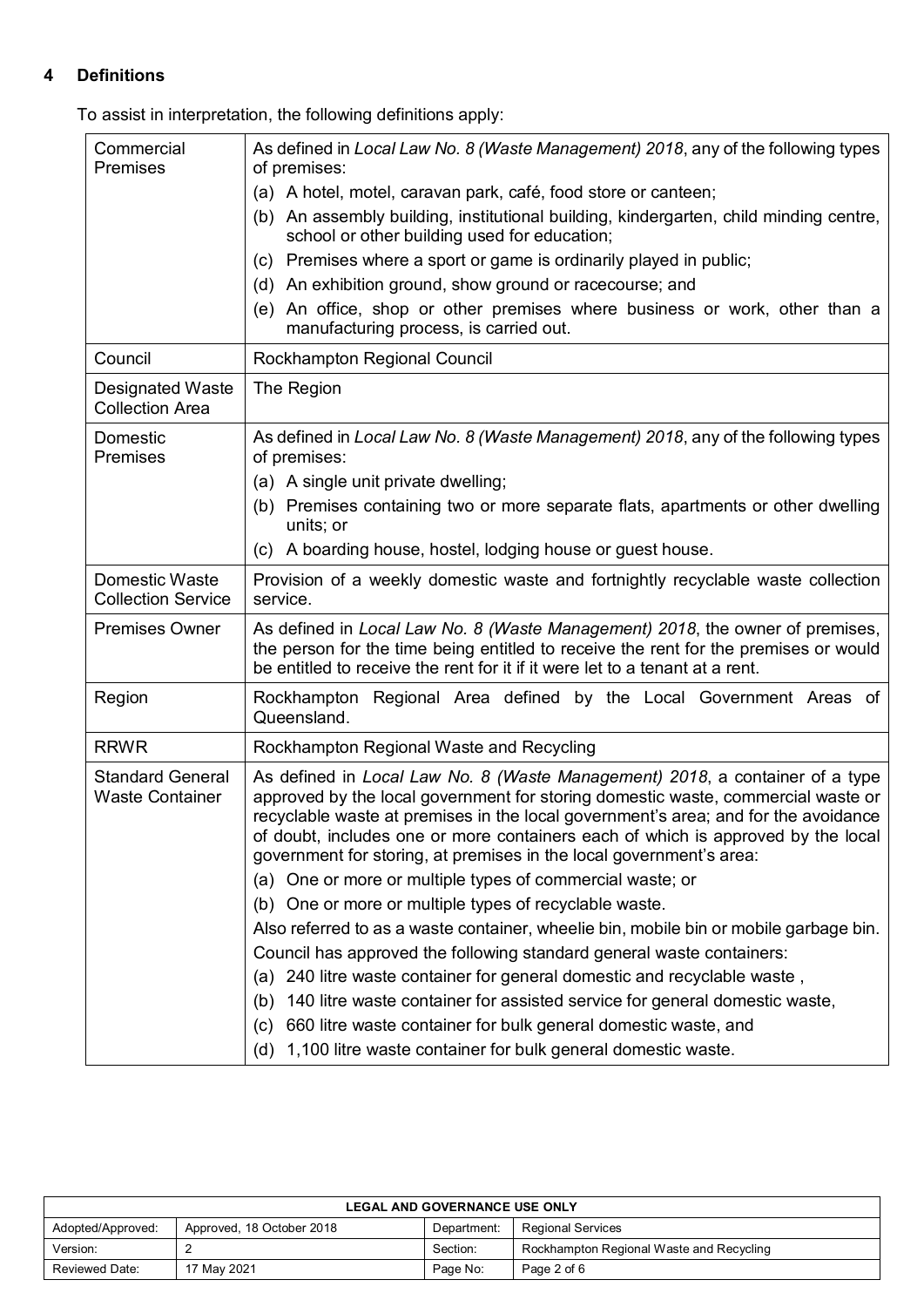## 4 Definitions

To assist in interpretation, the following definitions apply:

| Term | Definition |
|---|---|
| Commercial Premises | As defined in *Local Law No. 8 (Waste Management) 2018*, any of the following types of premises:<br>(a) A hotel, motel, caravan park, café, food store or canteen;<br>(b) An assembly building, institutional building, kindergarten, child minding centre, school or other building used for education;<br>(c) Premises where a sport or game is ordinarily played in public;<br>(d) An exhibition ground, show ground or racecourse; and<br>(e) An office, shop or other premises where business or work, other than a manufacturing process, is carried out. |
| Council | Rockhampton Regional Council |
| Designated Waste Collection Area | The Region |
| Domestic Premises | As defined in *Local Law No. 8 (Waste Management) 2018*, any of the following types of premises:<br>(a) A single unit private dwelling;<br>(b) Premises containing two or more separate flats, apartments or other dwelling units; or<br>(c) A boarding house, hostel, lodging house or guest house. |
| Domestic Waste Collection Service | Provision of a weekly domestic waste and fortnightly recyclable waste collection service. |
| Premises Owner | As defined in *Local Law No. 8 (Waste Management) 2018*, the owner of premises, the person for the time being entitled to receive the rent for the premises or would be entitled to receive the rent for it if it were let to a tenant at a rent. |
| Region | Rockhampton Regional Area defined by the Local Government Areas of Queensland. |
| RRWR | Rockhampton Regional Waste and Recycling |
| Standard General Waste Container | As defined in *Local Law No. 8 (Waste Management) 2018*, a container of a type approved by the local government for storing domestic waste, commercial waste or recyclable waste at premises in the local government's area; and for the avoidance of doubt, includes one or more containers each of which is approved by the local government for storing, at premises in the local government's area:<br>(a) One or more or multiple types of commercial waste; or<br>(b) One or more or multiple types of recyclable waste.<br>Also referred to as a waste container, wheelie bin, mobile bin or mobile garbage bin.<br>Council has approved the following standard general waste containers:<br>(a) 240 litre waste container for general domestic and recyclable waste ,<br>(b) 140 litre waste container for assisted service for general domestic waste,<br>(c) 660 litre waste container for bulk general domestic waste, and<br>(d) 1,100 litre waste container for bulk general domestic waste. |

| LEGAL AND GOVERNANCE USE ONLY | | | |
|---|---|---|---|
| Adopted/Approved: | Approved, 18 October 2018 | Department: | Regional Services |
| Version: | 2 | Section: | Rockhampton Regional Waste and Recycling |
| Reviewed Date: | 17 May 2021 | Page No: | Page 2 of 6 |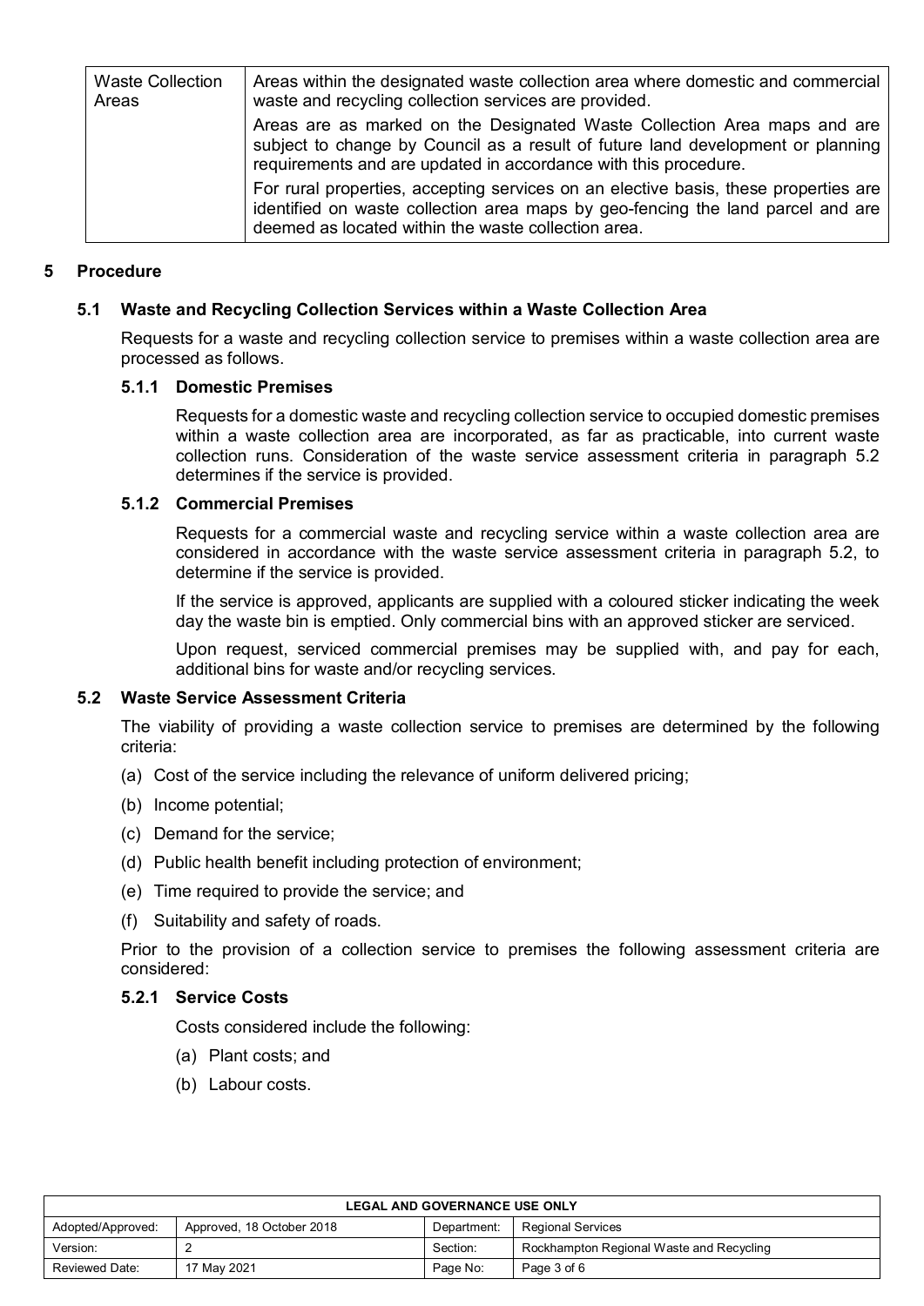| Waste Collection Areas | Areas within the designated waste collection area where domestic and commercial waste and recycling collection services are provided.<br>Areas are as marked on the Designated Waste Collection Area maps and are subject to change by Council as a result of future land development or planning requirements and are updated in accordance with this procedure.<br>For rural properties, accepting services on an elective basis, these properties are identified on waste collection area maps by geo-fencing the land parcel and are deemed as located within the waste collection area. |
|---|---|

## 5 Procedure

### 5.1 Waste and Recycling Collection Services within a Waste Collection Area

Requests for a waste and recycling collection service to premises within a waste collection area are processed as follows.

#### 5.1.1 Domestic Premises

Requests for a domestic waste and recycling collection service to occupied domestic premises within a waste collection area are incorporated, as far as practicable, into current waste collection runs. Consideration of the waste service assessment criteria in paragraph 5.2 determines if the service is provided.

#### 5.1.2 Commercial Premises

Requests for a commercial waste and recycling service within a waste collection area are considered in accordance with the waste service assessment criteria in paragraph 5.2, to determine if the service is provided.

If the service is approved, applicants are supplied with a coloured sticker indicating the week day the waste bin is emptied. Only commercial bins with an approved sticker are serviced.

Upon request, serviced commercial premises may be supplied with, and pay for each, additional bins for waste and/or recycling services.

### 5.2 Waste Service Assessment Criteria

The viability of providing a waste collection service to premises are determined by the following criteria:

(a) Cost of the service including the relevance of uniform delivered pricing;

(b) Income potential;

(c) Demand for the service;

(d) Public health benefit including protection of environment;

(e) Time required to provide the service; and

(f) Suitability and safety of roads.

Prior to the provision of a collection service to premises the following assessment criteria are considered:

#### 5.2.1 Service Costs

Costs considered include the following:

(a) Plant costs; and

(b) Labour costs.

| LEGAL AND GOVERNANCE USE ONLY | | | |
|---|---|---|---|
| Adopted/Approved: | Approved, 18 October 2018 | Department: | Regional Services |
| Version: | 2 | Section: | Rockhampton Regional Waste and Recycling |
| Reviewed Date: | 17 May 2021 | Page No: | Page 3 of 6 |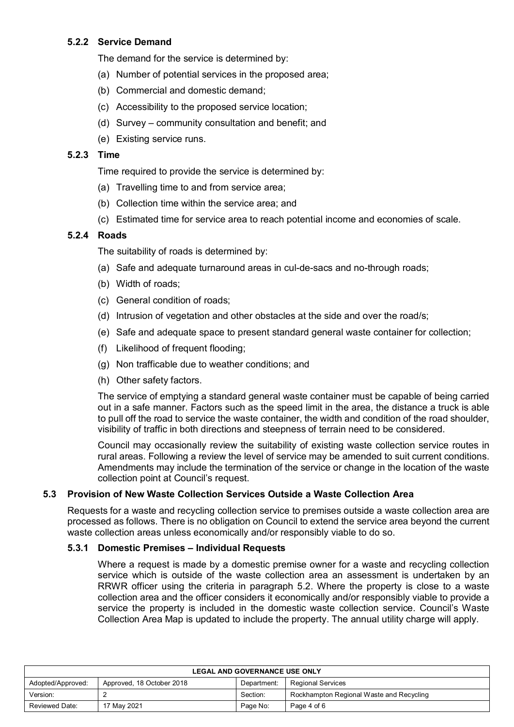#### 5.2.2 Service Demand

The demand for the service is determined by:

(a) Number of potential services in the proposed area;

(b) Commercial and domestic demand;

(c) Accessibility to the proposed service location;

(d) Survey – community consultation and benefit; and

(e) Existing service runs.

#### 5.2.3 Time

Time required to provide the service is determined by:

(a) Travelling time to and from service area;

(b) Collection time within the service area; and

(c) Estimated time for service area to reach potential income and economies of scale.

#### 5.2.4 Roads

The suitability of roads is determined by:

(a) Safe and adequate turnaround areas in cul-de-sacs and no-through roads;

(b) Width of roads;

(c) General condition of roads;

(d) Intrusion of vegetation and other obstacles at the side and over the road/s;

(e) Safe and adequate space to present standard general waste container for collection;

(f) Likelihood of frequent flooding;

(g) Non trafficable due to weather conditions; and

(h) Other safety factors.

The service of emptying a standard general waste container must be capable of being carried out in a safe manner. Factors such as the speed limit in the area, the distance a truck is able to pull off the road to service the waste container, the width and condition of the road shoulder, visibility of traffic in both directions and steepness of terrain need to be considered.

Council may occasionally review the suitability of existing waste collection service routes in rural areas. Following a review the level of service may be amended to suit current conditions. Amendments may include the termination of the service or change in the location of the waste collection point at Council's request.

### 5.3 Provision of New Waste Collection Services Outside a Waste Collection Area

Requests for a waste and recycling collection service to premises outside a waste collection area are processed as follows. There is no obligation on Council to extend the service area beyond the current waste collection areas unless economically and/or responsibly viable to do so.

#### 5.3.1 Domestic Premises – Individual Requests

Where a request is made by a domestic premise owner for a waste and recycling collection service which is outside of the waste collection area an assessment is undertaken by an RRWR officer using the criteria in paragraph 5.2. Where the property is close to a waste collection area and the officer considers it economically and/or responsibly viable to provide a service the property is included in the domestic waste collection service. Council's Waste Collection Area Map is updated to include the property. The annual utility charge will apply.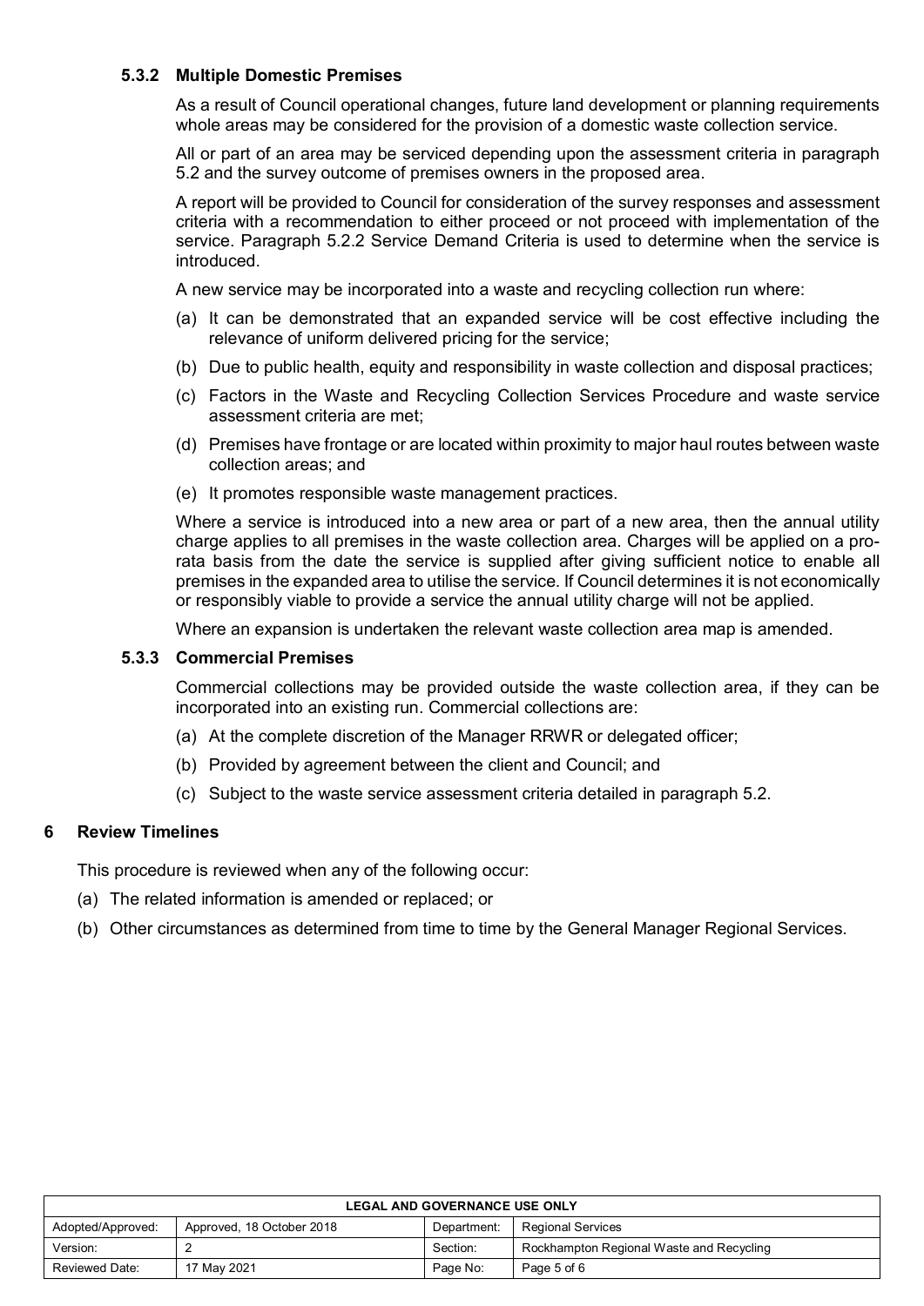#### 5.3.2 Multiple Domestic Premises

As a result of Council operational changes, future land development or planning requirements whole areas may be considered for the provision of a domestic waste collection service.

All or part of an area may be serviced depending upon the assessment criteria in paragraph 5.2 and the survey outcome of premises owners in the proposed area.

A report will be provided to Council for consideration of the survey responses and assessment criteria with a recommendation to either proceed or not proceed with implementation of the service. Paragraph 5.2.2 Service Demand Criteria is used to determine when the service is introduced.

A new service may be incorporated into a waste and recycling collection run where:

(a) It can be demonstrated that an expanded service will be cost effective including the relevance of uniform delivered pricing for the service;

(b) Due to public health, equity and responsibility in waste collection and disposal practices;

(c) Factors in the Waste and Recycling Collection Services Procedure and waste service assessment criteria are met;

(d) Premises have frontage or are located within proximity to major haul routes between waste collection areas; and

(e) It promotes responsible waste management practices.

Where a service is introduced into a new area or part of a new area, then the annual utility charge applies to all premises in the waste collection area. Charges will be applied on a pro-rata basis from the date the service is supplied after giving sufficient notice to enable all premises in the expanded area to utilise the service. If Council determines it is not economically or responsibly viable to provide a service the annual utility charge will not be applied.

Where an expansion is undertaken the relevant waste collection area map is amended.

#### 5.3.3 Commercial Premises

Commercial collections may be provided outside the waste collection area, if they can be incorporated into an existing run. Commercial collections are:

(a) At the complete discretion of the Manager RRWR or delegated officer;

(b) Provided by agreement between the client and Council; and

(c) Subject to the waste service assessment criteria detailed in paragraph 5.2.

## 6 Review Timelines

This procedure is reviewed when any of the following occur:

(a) The related information is amended or replaced; or

(b) Other circumstances as determined from time to time by the General Manager Regional Services.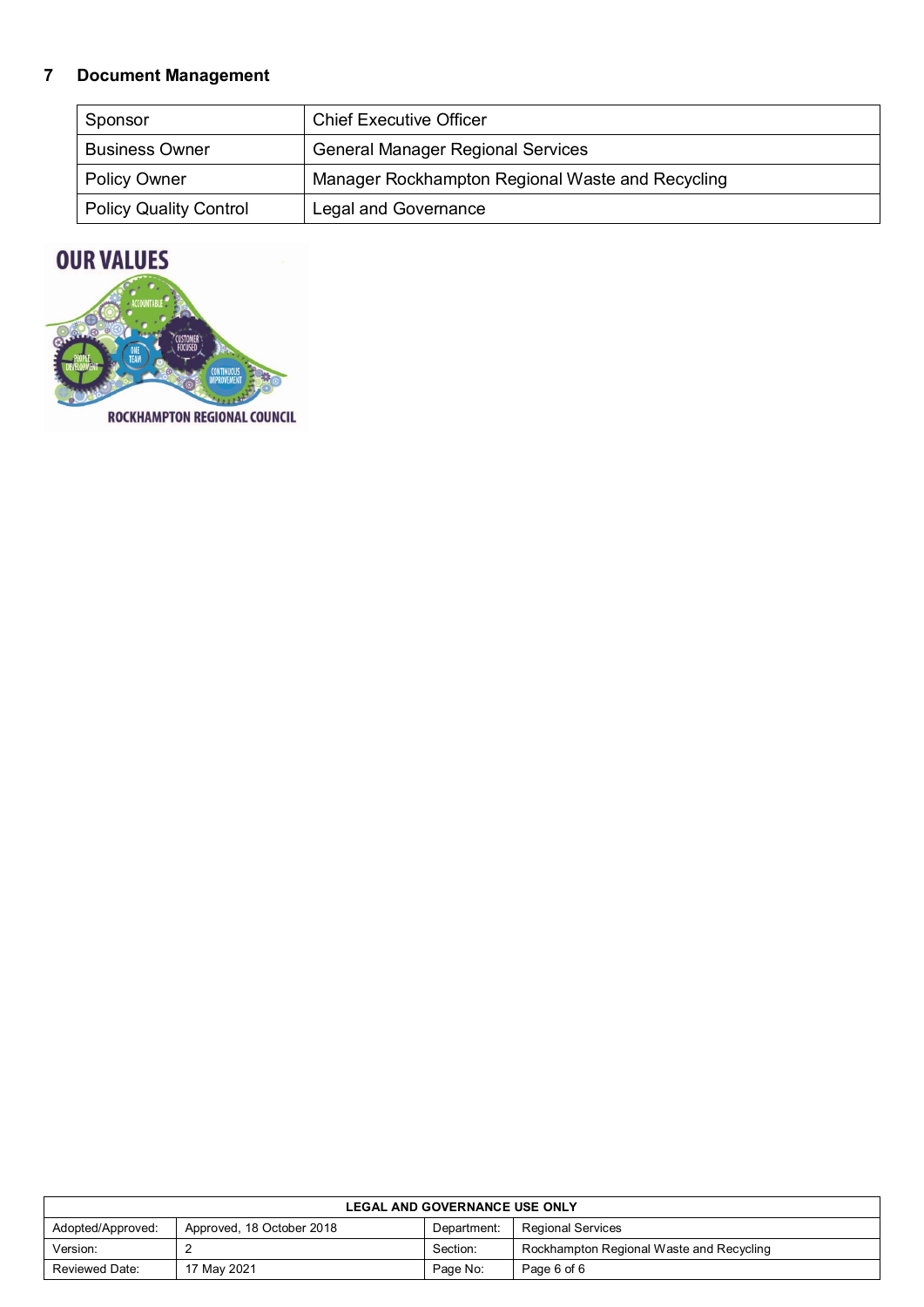## 7 Document Management

| | |
|---|---|
| Sponsor | Chief Executive Officer |
| Business Owner | General Manager Regional Services |
| Policy Owner | Manager Rockhampton Regional Waste and Recycling |
| Policy Quality Control | Legal and Governance |

| LEGAL AND GOVERNANCE USE ONLY | | | |
|---|---|---|---|
| Adopted/Approved: | Approved, 18 October 2018 | Department: | Regional Services |
| Version: | 2 | Section: | Rockhampton Regional Waste and Recycling |
| Reviewed Date: | 17 May 2021 | Page No: | Page 6 of 6 |